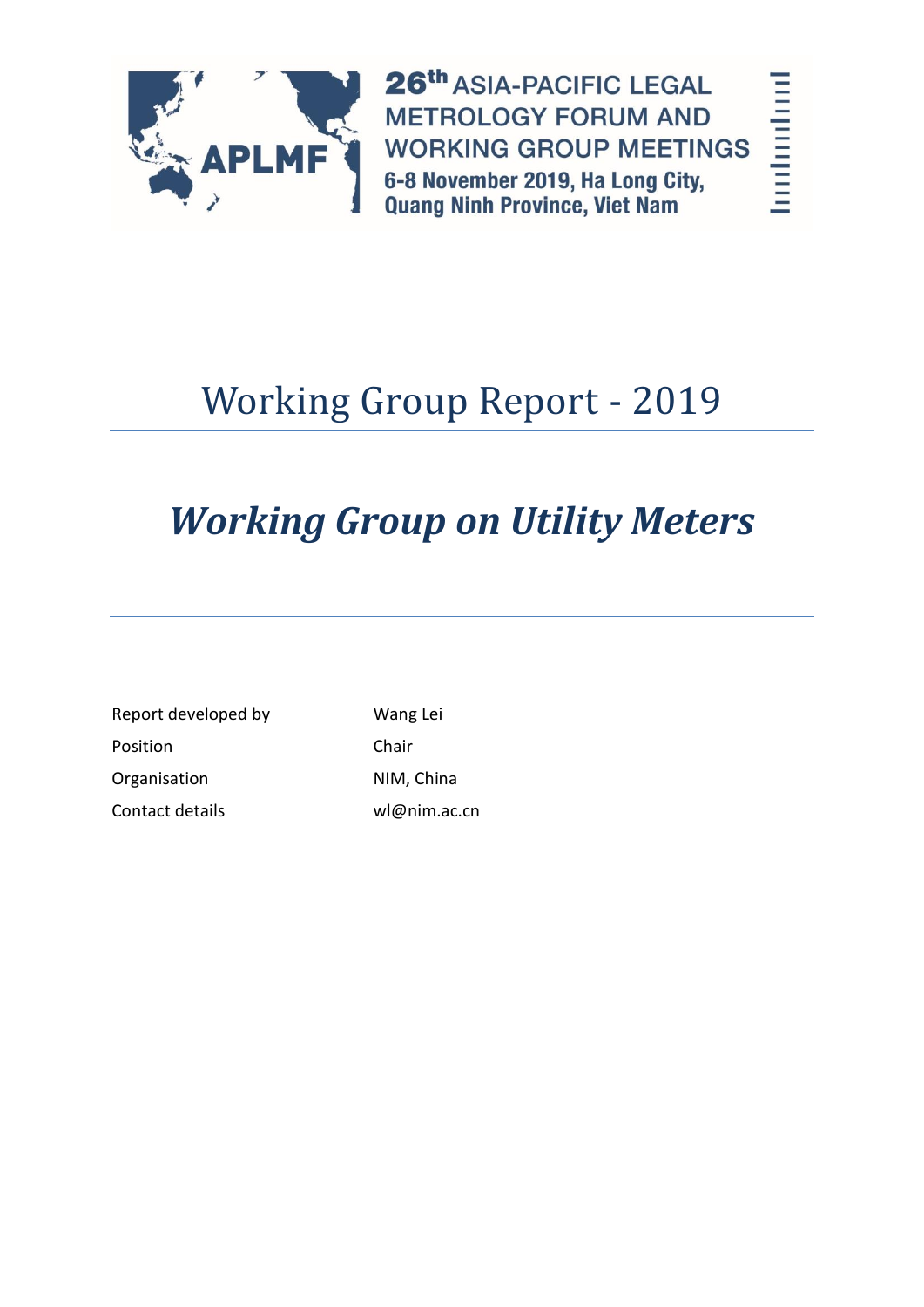APLMF

26th ASIA-PACIFIC LEGAL METROLOGY FORUM AND WORKING GROUP MEETINGS
6-8 November 2019, Ha Long City, Quang Ninh Province, Viet Nam

# Working Group Report - 2019

## *Working Group on Utility Meters*

| | |
|---|---|
| Report developed by | Wang Lei |
| Position | Chair |
| Organisation | NIM, China |
| Contact details | wl@nim.ac.cn |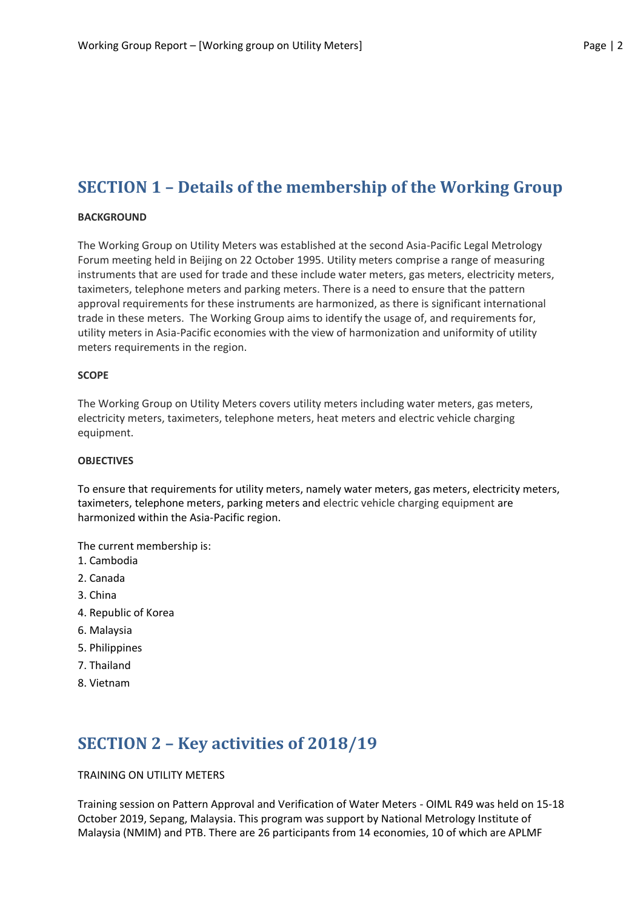# SECTION 1 – Details of the membership of the Working Group

**BACKGROUND**

The Working Group on Utility Meters was established at the second Asia-Pacific Legal Metrology Forum meeting held in Beijing on 22 October 1995. Utility meters comprise a range of measuring instruments that are used for trade and these include water meters, gas meters, electricity meters, taximeters, telephone meters and parking meters. There is a need to ensure that the pattern approval requirements for these instruments are harmonized, as there is significant international trade in these meters. The Working Group aims to identify the usage of, and requirements for, utility meters in Asia-Pacific economies with the view of harmonization and uniformity of utility meters requirements in the region.

**SCOPE**

The Working Group on Utility Meters covers utility meters including water meters, gas meters, electricity meters, taximeters, telephone meters, heat meters and electric vehicle charging equipment.

**OBJECTIVES**

To ensure that requirements for utility meters, namely water meters, gas meters, electricity meters, taximeters, telephone meters, parking meters and electric vehicle charging equipment are harmonized within the Asia-Pacific region.

The current membership is:

1. Cambodia
2. Canada
3. China
4. Republic of Korea
6. Malaysia
5. Philippines
7. Thailand
8. Vietnam

# SECTION 2 – Key activities of 2018/19

TRAINING ON UTILITY METERS

Training session on Pattern Approval and Verification of Water Meters - OIML R49 was held on 15-18 October 2019, Sepang, Malaysia. This program was support by National Metrology Institute of Malaysia (NMIM) and PTB. There are 26 participants from 14 economies, 10 of which are APLMF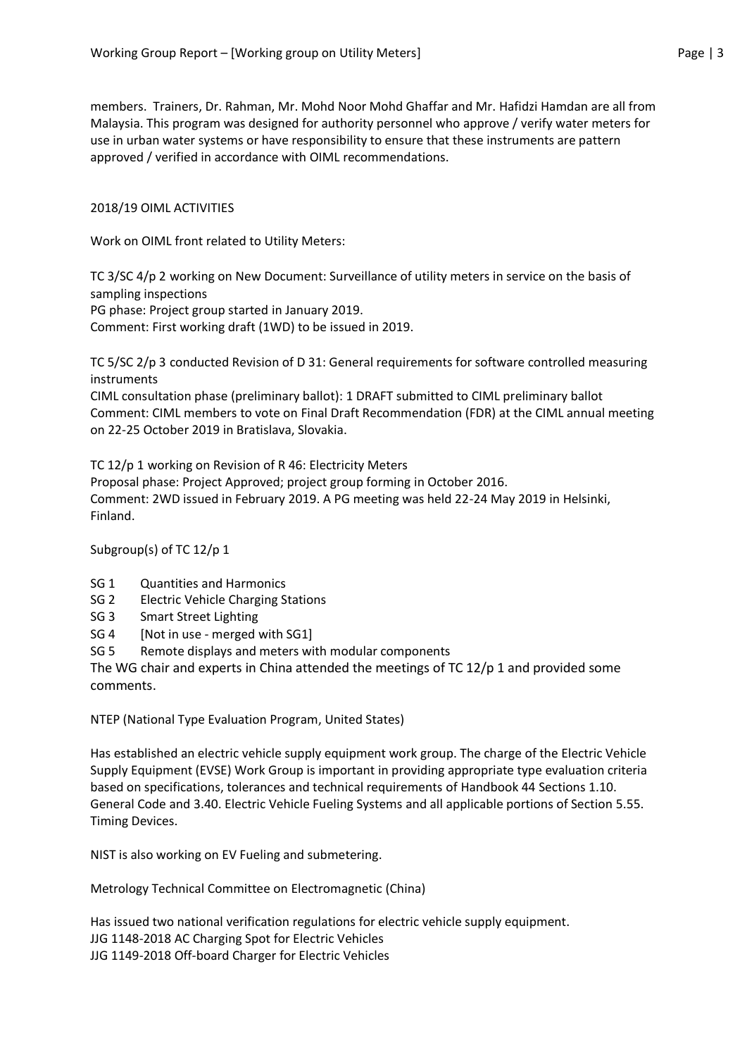members. Trainers, Dr. Rahman, Mr. Mohd Noor Mohd Ghaffar and Mr. Hafidzi Hamdan are all from Malaysia. This program was designed for authority personnel who approve / verify water meters for use in urban water systems or have responsibility to ensure that these instruments are pattern approved / verified in accordance with OIML recommendations.

2018/19 OIML ACTIVITIES

Work on OIML front related to Utility Meters:

TC 3/SC 4/p 2 working on New Document: Surveillance of utility meters in service on the basis of sampling inspections
PG phase: Project group started in January 2019.
Comment: First working draft (1WD) to be issued in 2019.

TC 5/SC 2/p 3 conducted Revision of D 31: General requirements for software controlled measuring instruments
CIML consultation phase (preliminary ballot): 1 DRAFT submitted to CIML preliminary ballot
Comment: CIML members to vote on Final Draft Recommendation (FDR) at the CIML annual meeting on 22-25 October 2019 in Bratislava, Slovakia.

TC 12/p 1 working on Revision of R 46: Electricity Meters
Proposal phase: Project Approved; project group forming in October 2016.
Comment: 2WD issued in February 2019. A PG meeting was held 22-24 May 2019 in Helsinki, Finland.

Subgroup(s) of TC 12/p 1

- SG 1 Quantities and Harmonics
- SG 2 Electric Vehicle Charging Stations
- SG 3 Smart Street Lighting
- SG 4 [Not in use - merged with SG1]
- SG 5 Remote displays and meters with modular components

The WG chair and experts in China attended the meetings of TC 12/p 1 and provided some comments.

NTEP (National Type Evaluation Program, United States)

Has established an electric vehicle supply equipment work group. The charge of the Electric Vehicle Supply Equipment (EVSE) Work Group is important in providing appropriate type evaluation criteria based on specifications, tolerances and technical requirements of Handbook 44 Sections 1.10. General Code and 3.40. Electric Vehicle Fueling Systems and all applicable portions of Section 5.55. Timing Devices.

NIST is also working on EV Fueling and submetering.

Metrology Technical Committee on Electromagnetic (China)

Has issued two national verification regulations for electric vehicle supply equipment.
JJG 1148-2018 AC Charging Spot for Electric Vehicles
JJG 1149-2018 Off-board Charger for Electric Vehicles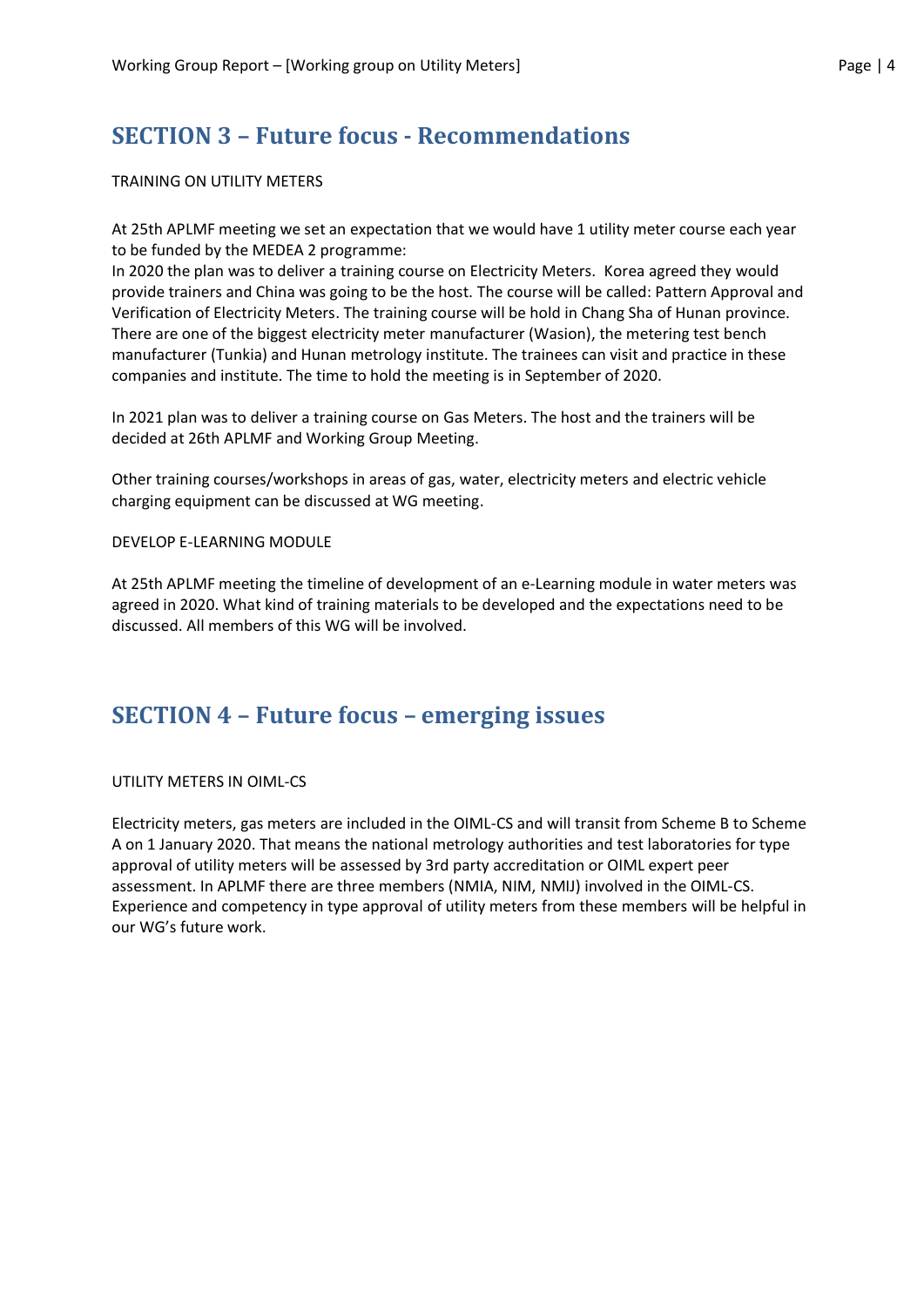## SECTION 3 – Future focus - Recommendations

TRAINING ON UTILITY METERS

At 25th APLMF meeting we set an expectation that we would have 1 utility meter course each year to be funded by the MEDEA 2 programme:
In 2020 the plan was to deliver a training course on Electricity Meters. Korea agreed they would provide trainers and China was going to be the host. The course will be called: Pattern Approval and Verification of Electricity Meters. The training course will be hold in Chang Sha of Hunan province. There are one of the biggest electricity meter manufacturer (Wasion), the metering test bench manufacturer (Tunkia) and Hunan metrology institute. The trainees can visit and practice in these companies and institute. The time to hold the meeting is in September of 2020.

In 2021 plan was to deliver a training course on Gas Meters. The host and the trainers will be decided at 26th APLMF and Working Group Meeting.

Other training courses/workshops in areas of gas, water, electricity meters and electric vehicle charging equipment can be discussed at WG meeting.

DEVELOP E-LEARNING MODULE

At 25th APLMF meeting the timeline of development of an e-Learning module in water meters was agreed in 2020. What kind of training materials to be developed and the expectations need to be discussed. All members of this WG will be involved.

## SECTION 4 – Future focus – emerging issues

UTILITY METERS IN OIML-CS

Electricity meters, gas meters are included in the OIML-CS and will transit from Scheme B to Scheme A on 1 January 2020. That means the national metrology authorities and test laboratories for type approval of utility meters will be assessed by 3rd party accreditation or OIML expert peer assessment. In APLMF there are three members (NMIA, NIM, NMIJ) involved in the OIML-CS. Experience and competency in type approval of utility meters from these members will be helpful in our WG's future work.